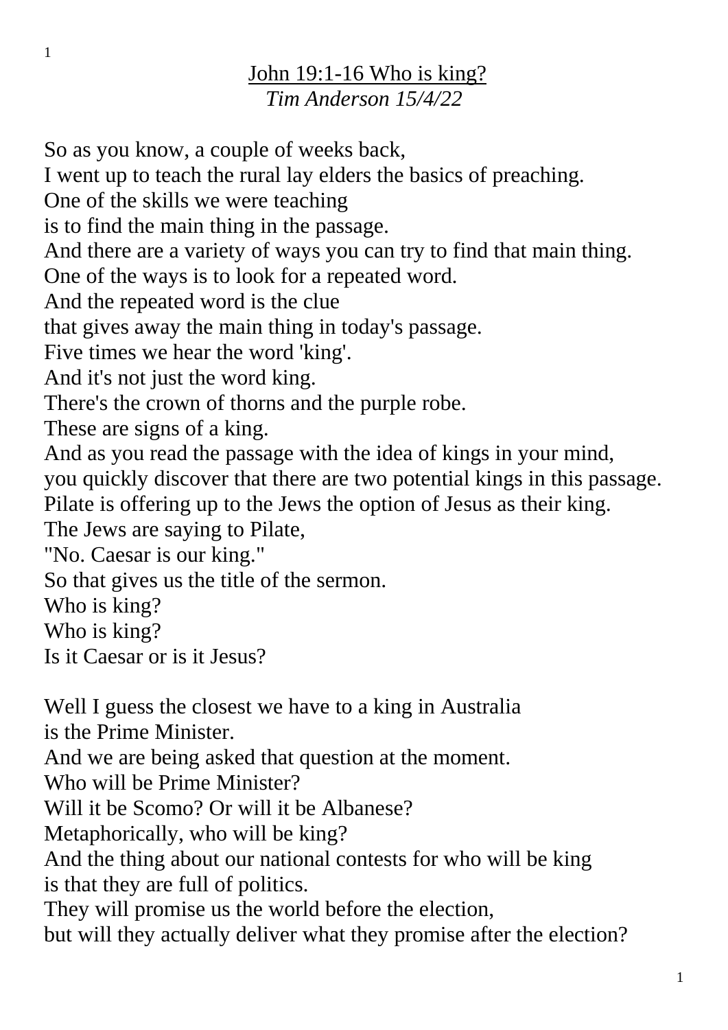# John 19:1-16 Who is king?

*Tim Anderson 15/4/22*

So as you know, a couple of weeks back,
I went up to teach the rural lay elders the basics of preaching.
One of the skills we were teaching
is to find the main thing in the passage.
And there are a variety of ways you can try to find that main thing.
One of the ways is to look for a repeated word.
And the repeated word is the clue
that gives away the main thing in today's passage.
Five times we hear the word 'king'.
And it's not just the word king.
There's the crown of thorns and the purple robe.
These are signs of a king.
And as you read the passage with the idea of kings in your mind,
you quickly discover that there are two potential kings in this passage.
Pilate is offering up to the Jews the option of Jesus as their king.
The Jews are saying to Pilate,
"No. Caesar is our king."
So that gives us the title of the sermon.
Who is king?
Who is king?
Is it Caesar or is it Jesus?

Well I guess the closest we have to a king in Australia
is the Prime Minister.
And we are being asked that question at the moment.
Who will be Prime Minister?
Will it be Scomo? Or will it be Albanese?
Metaphorically, who will be king?
And the thing about our national contests for who will be king
is that they are full of politics.
They will promise us the world before the election,
but will they actually deliver what they promise after the election?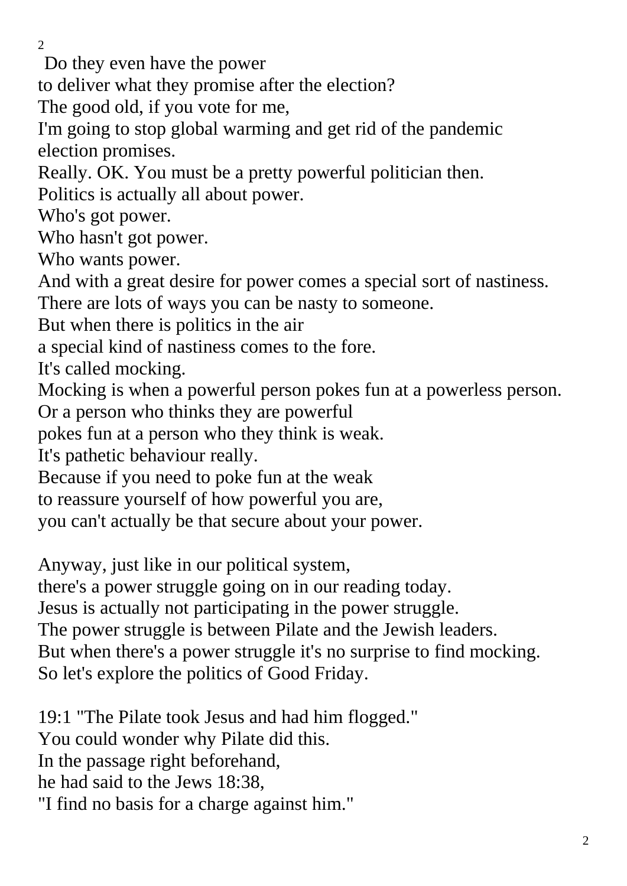Do they even have the power
to deliver what they promise after the election?
The good old, if you vote for me,
I'm going to stop global warming and get rid of the pandemic election promises.
Really. OK. You must be a pretty powerful politician then.
Politics is actually all about power.
Who's got power.
Who hasn't got power.
Who wants power.
And with a great desire for power comes a special sort of nastiness.
There are lots of ways you can be nasty to someone.
But when there is politics in the air
a special kind of nastiness comes to the fore.
It's called mocking.
Mocking is when a powerful person pokes fun at a powerless person.
Or a person who thinks they are powerful
pokes fun at a person who they think is weak.
It's pathetic behaviour really.
Because if you need to poke fun at the weak
to reassure yourself of how powerful you are,
you can't actually be that secure about your power.

Anyway, just like in our political system,
there's a power struggle going on in our reading today.
Jesus is actually not participating in the power struggle.
The power struggle is between Pilate and the Jewish leaders.
But when there's a power struggle it's no surprise to find mocking.
So let's explore the politics of Good Friday.

19:1 "The Pilate took Jesus and had him flogged."
You could wonder why Pilate did this.
In the passage right beforehand,
he had said to the Jews 18:38,
"I find no basis for a charge against him."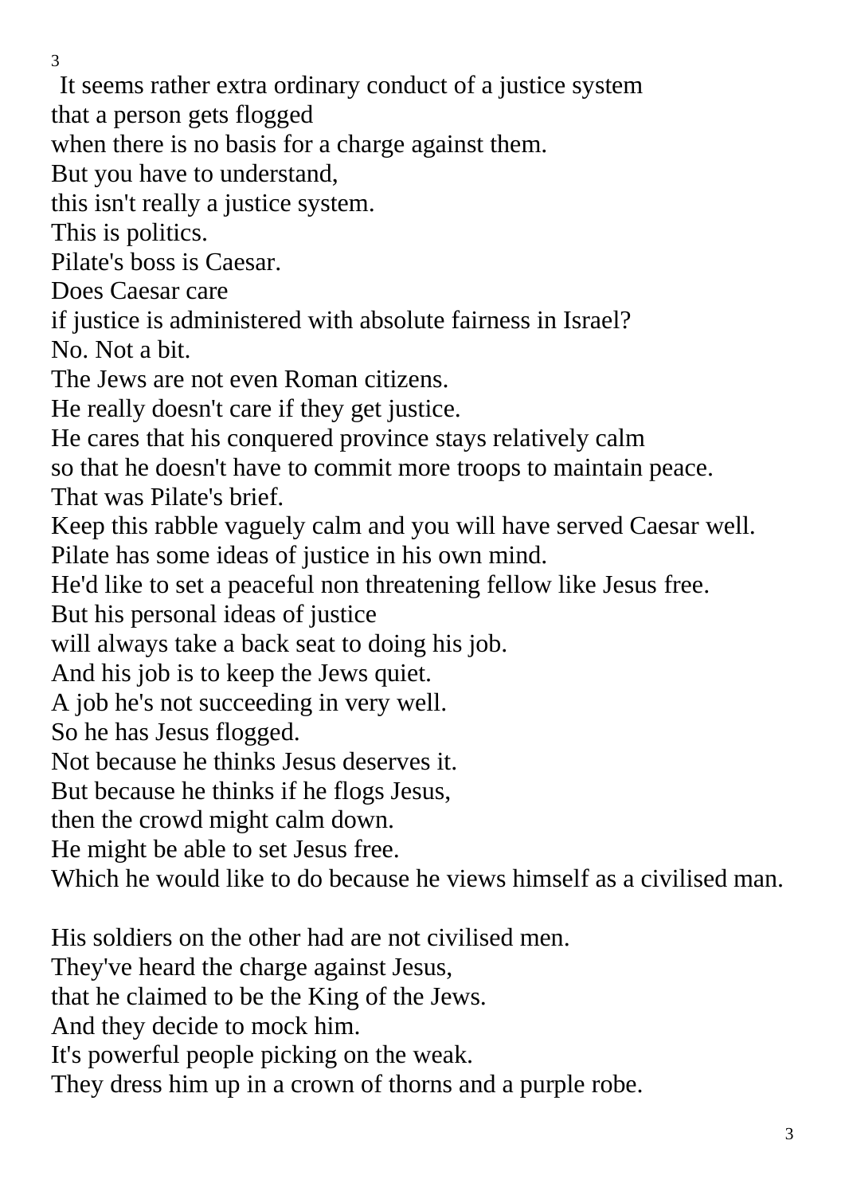It seems rather extra ordinary conduct of a justice system
that a person gets flogged
when there is no basis for a charge against them.
But you have to understand,
this isn't really a justice system.
This is politics.
Pilate's boss is Caesar.
Does Caesar care
if justice is administered with absolute fairness in Israel?
No. Not a bit.
The Jews are not even Roman citizens.
He really doesn't care if they get justice.
He cares that his conquered province stays relatively calm
so that he doesn't have to commit more troops to maintain peace.
That was Pilate's brief.
Keep this rabble vaguely calm and you will have served Caesar well.
Pilate has some ideas of justice in his own mind.
He'd like to set a peaceful non threatening fellow like Jesus free.
But his personal ideas of justice
will always take a back seat to doing his job.
And his job is to keep the Jews quiet.
A job he's not succeeding in very well.
So he has Jesus flogged.
Not because he thinks Jesus deserves it.
But because he thinks if he flogs Jesus,
then the crowd might calm down.
He might be able to set Jesus free.
Which he would like to do because he views himself as a civilised man.

His soldiers on the other had are not civilised men.
They've heard the charge against Jesus,
that he claimed to be the King of the Jews.
And they decide to mock him.
It's powerful people picking on the weak.
They dress him up in a crown of thorns and a purple robe.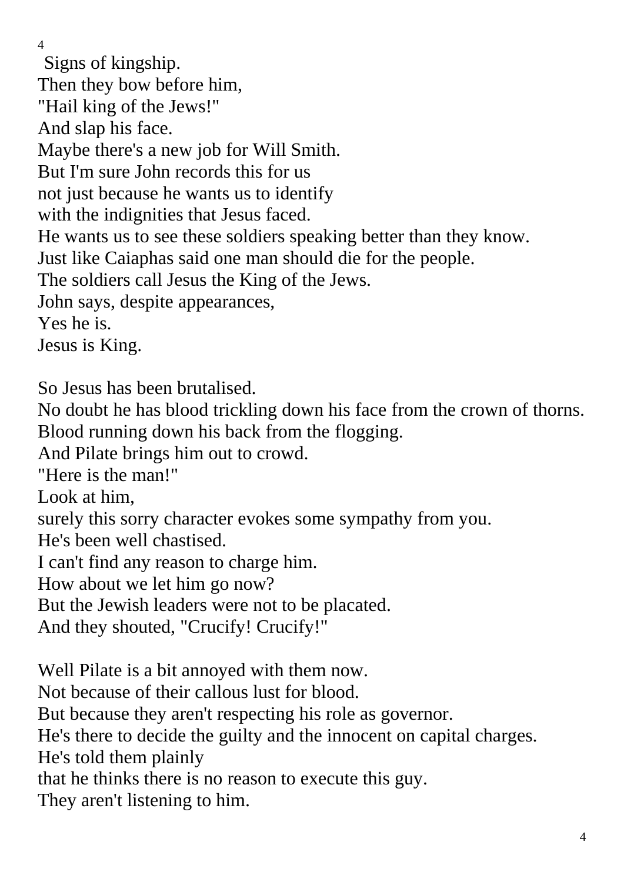Signs of kingship.
Then they bow before him,
"Hail king of the Jews!"
And slap his face.
Maybe there's a new job for Will Smith.
But I'm sure John records this for us
not just because he wants us to identify
with the indignities that Jesus faced.
He wants us to see these soldiers speaking better than they know.
Just like Caiaphas said one man should die for the people.
The soldiers call Jesus the King of the Jews.
John says, despite appearances,
Yes he is.
Jesus is King.

So Jesus has been brutalised.
No doubt he has blood trickling down his face from the crown of thorns.
Blood running down his back from the flogging.
And Pilate brings him out to crowd.
"Here is the man!"
Look at him,
surely this sorry character evokes some sympathy from you.
He's been well chastised.
I can't find any reason to charge him.
How about we let him go now?
But the Jewish leaders were not to be placated.
And they shouted, "Crucify! Crucify!"

Well Pilate is a bit annoyed with them now.
Not because of their callous lust for blood.
But because they aren't respecting his role as governor.
He's there to decide the guilty and the innocent on capital charges.
He's told them plainly
that he thinks there is no reason to execute this guy.
They aren't listening to him.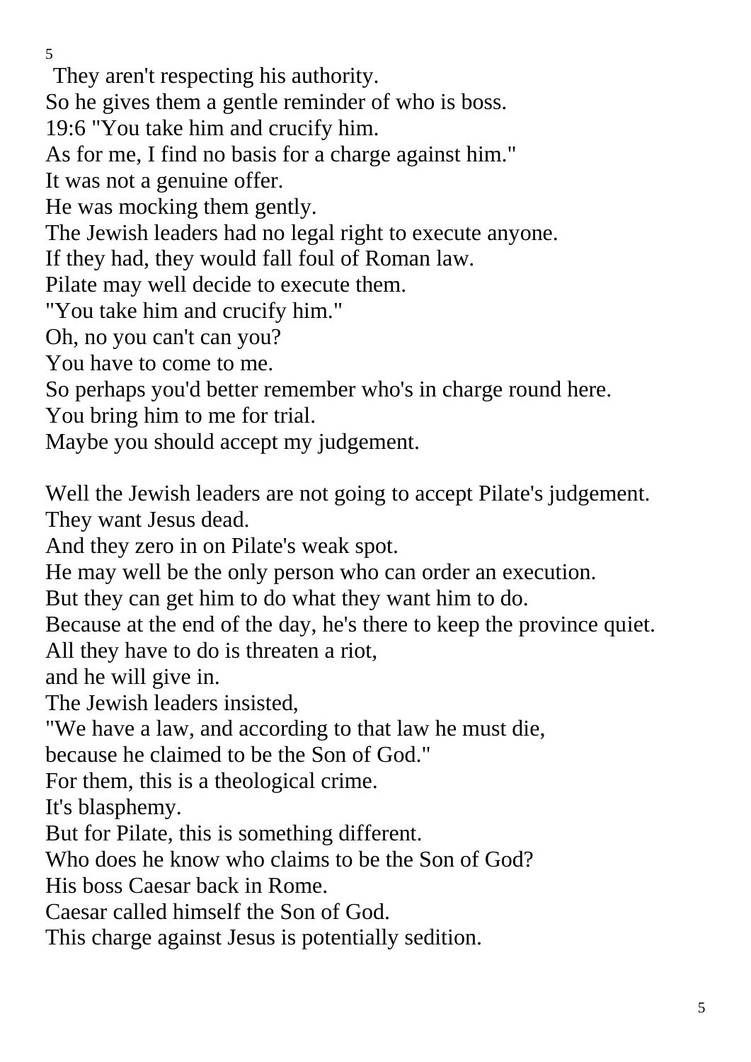They aren't respecting his authority.
So he gives them a gentle reminder of who is boss.
19:6 "You take him and crucify him.
As for me, I find no basis for a charge against him."
It was not a genuine offer.
He was mocking them gently.
The Jewish leaders had no legal right to execute anyone.
If they had, they would fall foul of Roman law.
Pilate may well decide to execute them.
"You take him and crucify him."
Oh, no you can't can you?
You have to come to me.
So perhaps you'd better remember who's in charge round here.
You bring him to me for trial.
Maybe you should accept my judgement.

Well the Jewish leaders are not going to accept Pilate's judgement.
They want Jesus dead.
And they zero in on Pilate's weak spot.
He may well be the only person who can order an execution.
But they can get him to do what they want him to do.
Because at the end of the day, he's there to keep the province quiet.
All they have to do is threaten a riot,
and he will give in.
The Jewish leaders insisted,
"We have a law, and according to that law he must die,
because he claimed to be the Son of God."
For them, this is a theological crime.
It's blasphemy.
But for Pilate, this is something different.
Who does he know who claims to be the Son of God?
His boss Caesar back in Rome.
Caesar called himself the Son of God.
This charge against Jesus is potentially sedition.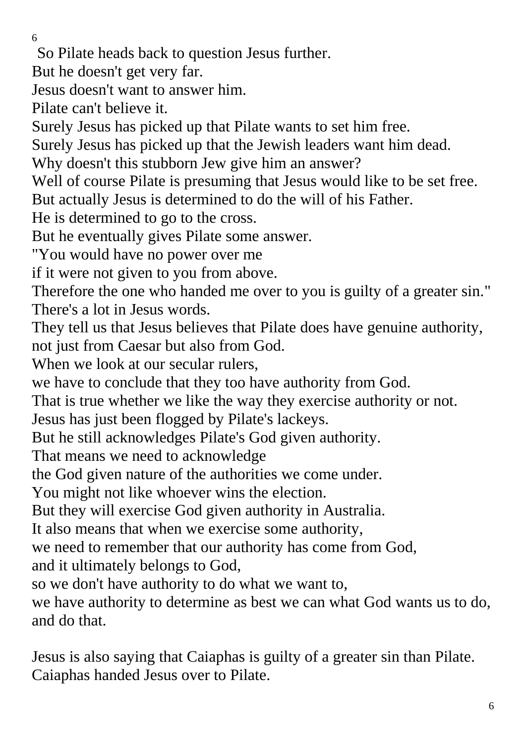So Pilate heads back to question Jesus further.
But he doesn't get very far.
Jesus doesn't want to answer him.
Pilate can't believe it.
Surely Jesus has picked up that Pilate wants to set him free.
Surely Jesus has picked up that the Jewish leaders want him dead.
Why doesn't this stubborn Jew give him an answer?
Well of course Pilate is presuming that Jesus would like to be set free.
But actually Jesus is determined to do the will of his Father.
He is determined to go to the cross.
But he eventually gives Pilate some answer.
"You would have no power over me
if it were not given to you from above.
Therefore the one who handed me over to you is guilty of a greater sin."
There's a lot in Jesus words.
They tell us that Jesus believes that Pilate does have genuine authority,
not just from Caesar but also from God.
When we look at our secular rulers,
we have to conclude that they too have authority from God.
That is true whether we like the way they exercise authority or not.
Jesus has just been flogged by Pilate's lackeys.
But he still acknowledges Pilate's God given authority.
That means we need to acknowledge
the God given nature of the authorities we come under.
You might not like whoever wins the election.
But they will exercise God given authority in Australia.
It also means that when we exercise some authority,
we need to remember that our authority has come from God,
and it ultimately belongs to God,
so we don't have authority to do what we want to,
we have authority to determine as best we can what God wants us to do,
and do that.

Jesus is also saying that Caiaphas is guilty of a greater sin than Pilate.
Caiaphas handed Jesus over to Pilate.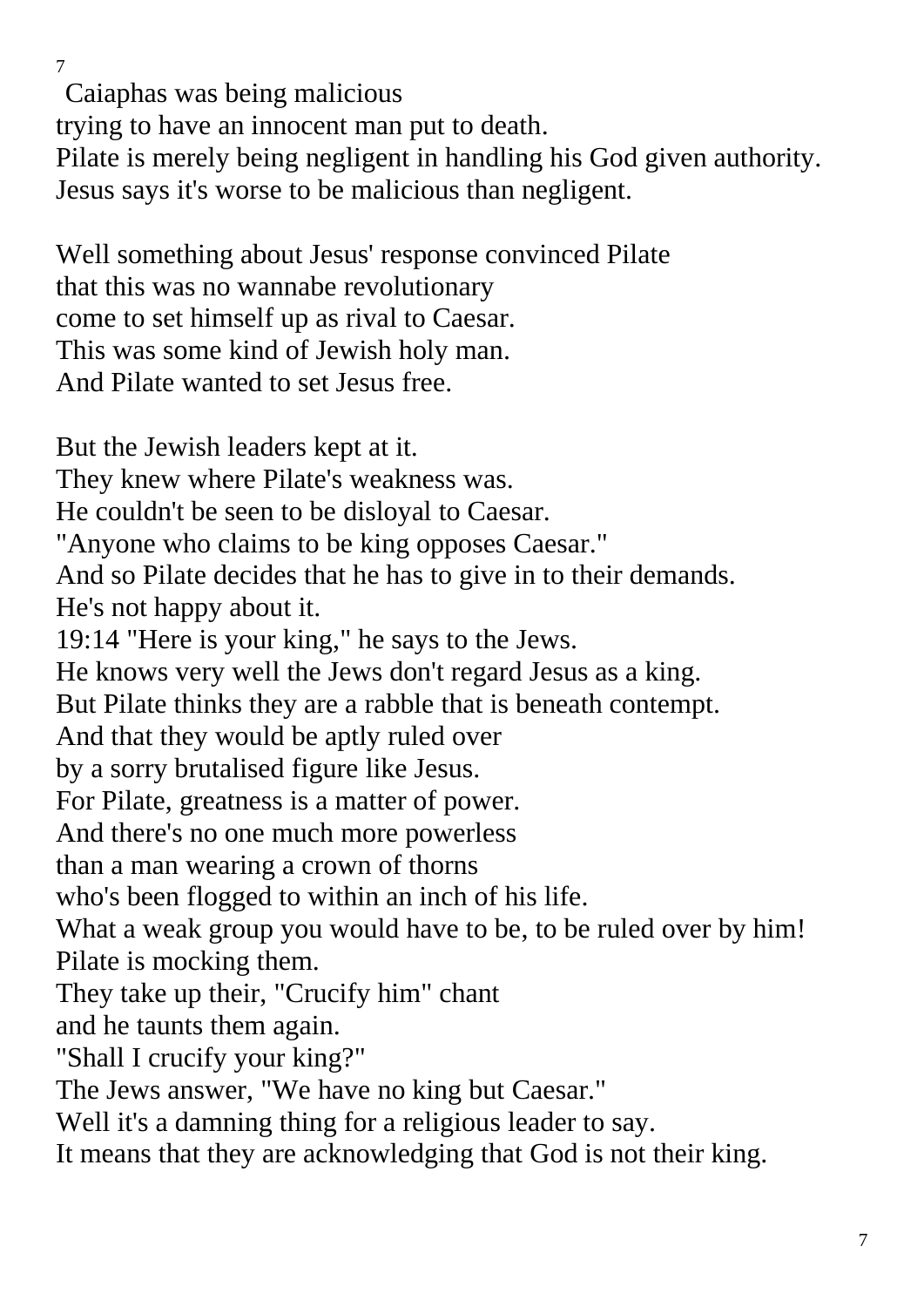Caiaphas was being malicious
trying to have an innocent man put to death.
Pilate is merely being negligent in handling his God given authority.
Jesus says it's worse to be malicious than negligent.

Well something about Jesus' response convinced Pilate
that this was no wannabe revolutionary
come to set himself up as rival to Caesar.
This was some kind of Jewish holy man.
And Pilate wanted to set Jesus free.

But the Jewish leaders kept at it.
They knew where Pilate's weakness was.
He couldn't be seen to be disloyal to Caesar.
"Anyone who claims to be king opposes Caesar."
And so Pilate decides that he has to give in to their demands.
He's not happy about it.
19:14 "Here is your king," he says to the Jews.
He knows very well the Jews don't regard Jesus as a king.
But Pilate thinks they are a rabble that is beneath contempt.
And that they would be aptly ruled over
by a sorry brutalised figure like Jesus.
For Pilate, greatness is a matter of power.
And there's no one much more powerless
than a man wearing a crown of thorns
who's been flogged to within an inch of his life.
What a weak group you would have to be, to be ruled over by him!
Pilate is mocking them.
They take up their, "Crucify him" chant
and he taunts them again.
"Shall I crucify your king?"
The Jews answer, "We have no king but Caesar."
Well it's a damning thing for a religious leader to say.
It means that they are acknowledging that God is not their king.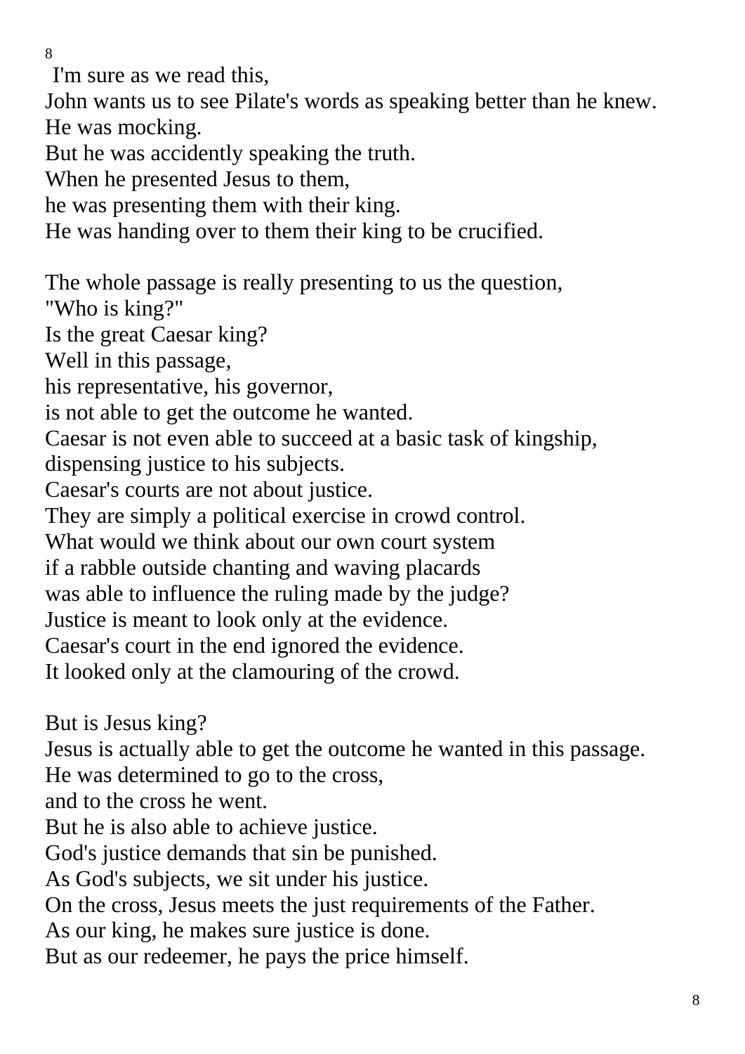I'm sure as we read this,
John wants us to see Pilate's words as speaking better than he knew.
He was mocking.
But he was accidently speaking the truth.
When he presented Jesus to them,
he was presenting them with their king.
He was handing over to them their king to be crucified.

The whole passage is really presenting to us the question,
"Who is king?"
Is the great Caesar king?
Well in this passage,
his representative, his governor,
is not able to get the outcome he wanted.
Caesar is not even able to succeed at a basic task of kingship,
dispensing justice to his subjects.
Caesar's courts are not about justice.
They are simply a political exercise in crowd control.
What would we think about our own court system
if a rabble outside chanting and waving placards
was able to influence the ruling made by the judge?
Justice is meant to look only at the evidence.
Caesar's court in the end ignored the evidence.
It looked only at the clamouring of the crowd.

But is Jesus king?
Jesus is actually able to get the outcome he wanted in this passage.
He was determined to go to the cross,
and to the cross he went.
But he is also able to achieve justice.
God's justice demands that sin be punished.
As God's subjects, we sit under his justice.
On the cross, Jesus meets the just requirements of the Father.
As our king, he makes sure justice is done.
But as our redeemer, he pays the price himself.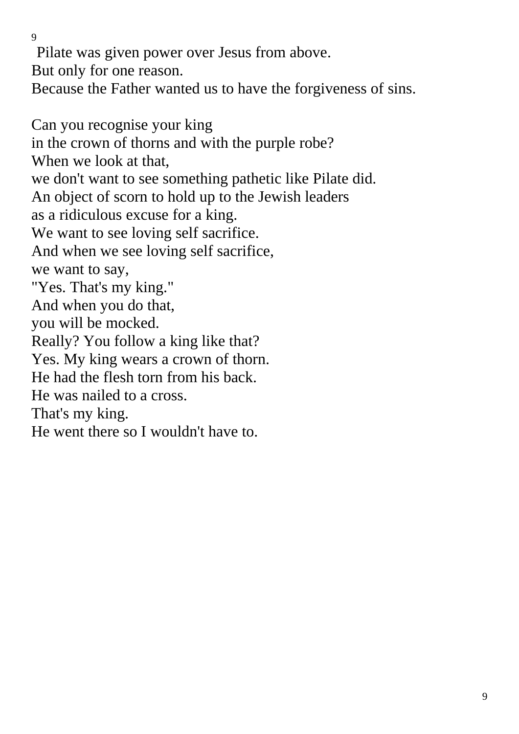Pilate was given power over Jesus from above.
But only for one reason.
Because the Father wanted us to have the forgiveness of sins.

Can you recognise your king
in the crown of thorns and with the purple robe?
When we look at that,
we don't want to see something pathetic like Pilate did.
An object of scorn to hold up to the Jewish leaders
as a ridiculous excuse for a king.
We want to see loving self sacrifice.
And when we see loving self sacrifice,
we want to say,
"Yes. That's my king."
And when you do that,
you will be mocked.
Really? You follow a king like that?
Yes. My king wears a crown of thorn.
He had the flesh torn from his back.
He was nailed to a cross.
That's my king.
He went there so I wouldn't have to.